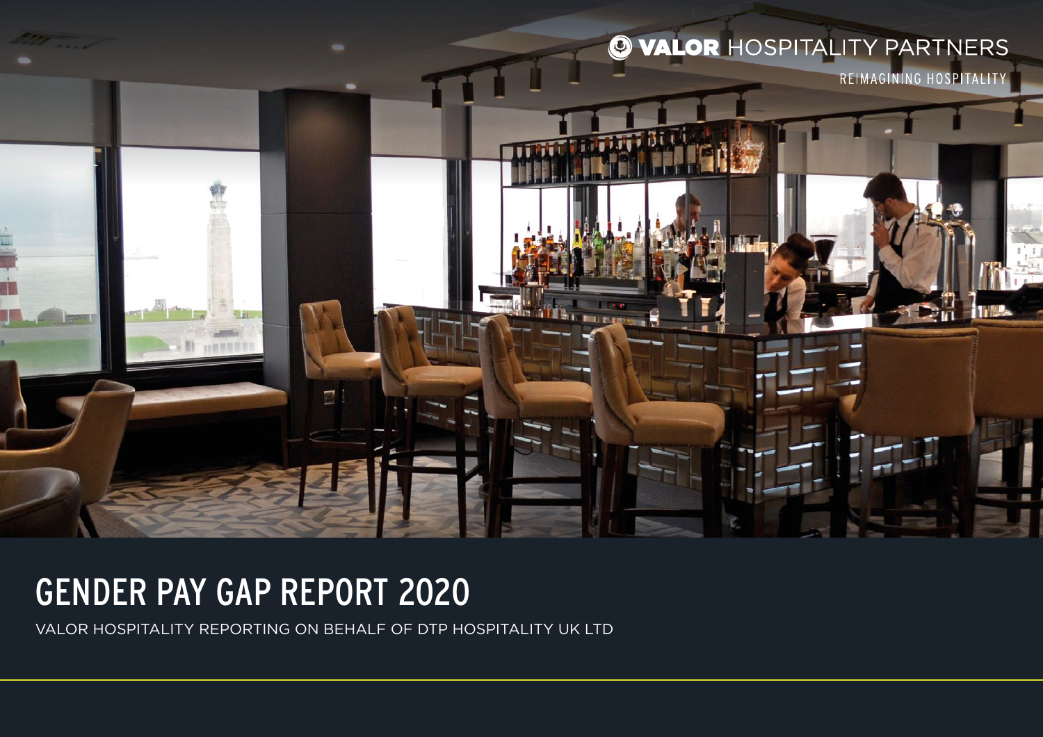VALOR HOSPITALITY PARTNERS

REIMAGINING HOSPITALITY

# GENDER PAY GAP REPORT 2020

VALOR HOSPITALITY REPORTING ON BEHALF OF DTP HOSPITALITY UK LTD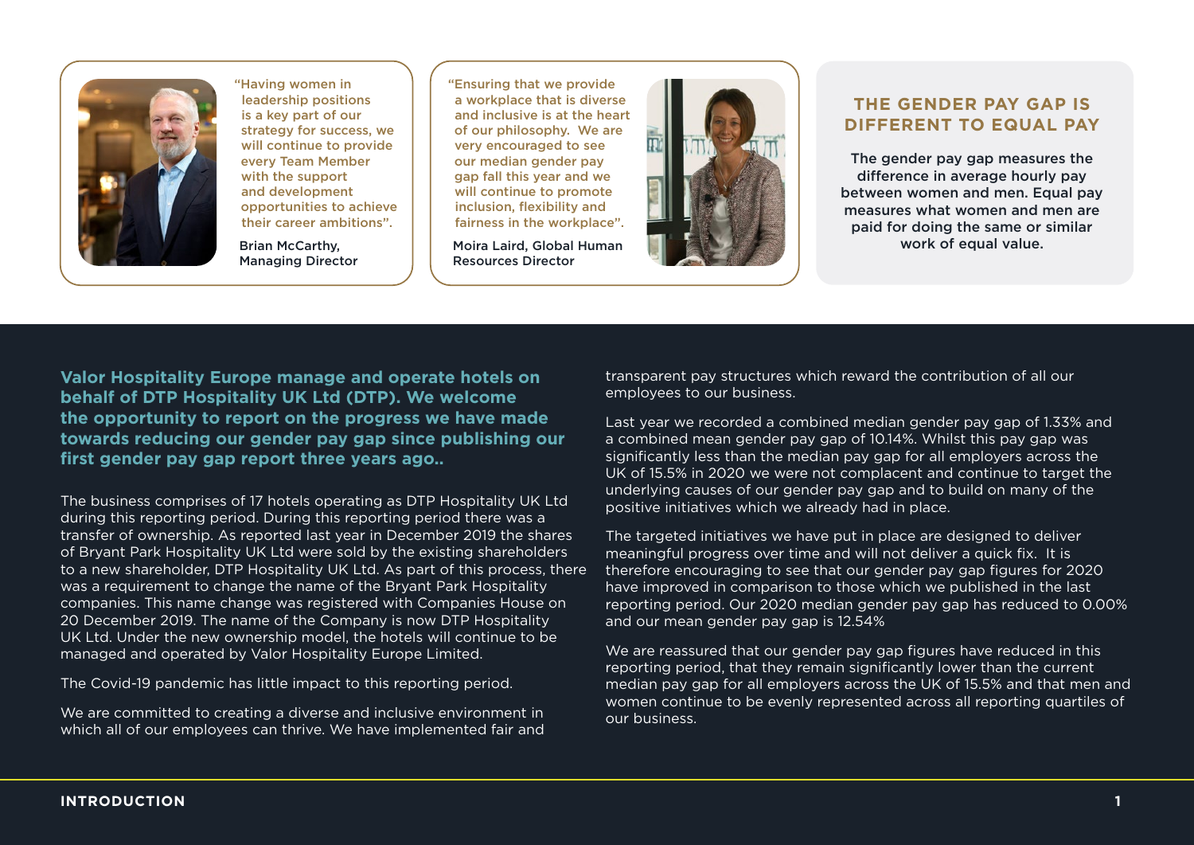"Having women in leadership positions is a key part of our strategy for success, we will continue to provide every Team Member with the support and development opportunities to achieve their career ambitions".

Brian McCarthy, Managing Director

"Ensuring that we provide a workplace that is diverse and inclusive is at the heart of our philosophy. We are very encouraged to see our median gender pay gap fall this year and we will continue to promote inclusion, flexibility and fairness in the workplace".

Moira Laird, Global Human Resources Director

## THE GENDER PAY GAP IS DIFFERENT TO EQUAL PAY

The gender pay gap measures the difference in average hourly pay between women and men. Equal pay measures what women and men are paid for doing the same or similar work of equal value.

**Valor Hospitality Europe manage and operate hotels on behalf of DTP Hospitality UK Ltd (DTP). We welcome the opportunity to report on the progress we have made towards reducing our gender pay gap since publishing our first gender pay gap report three years ago..**

The business comprises of 17 hotels operating as DTP Hospitality UK Ltd during this reporting period. During this reporting period there was a transfer of ownership. As reported last year in December 2019 the shares of Bryant Park Hospitality UK Ltd were sold by the existing shareholders to a new shareholder, DTP Hospitality UK Ltd. As part of this process, there was a requirement to change the name of the Bryant Park Hospitality companies. This name change was registered with Companies House on 20 December 2019. The name of the Company is now DTP Hospitality UK Ltd. Under the new ownership model, the hotels will continue to be managed and operated by Valor Hospitality Europe Limited.

The Covid-19 pandemic has little impact to this reporting period.

We are committed to creating a diverse and inclusive environment in which all of our employees can thrive. We have implemented fair and transparent pay structures which reward the contribution of all our employees to our business.

Last year we recorded a combined median gender pay gap of 1.33% and a combined mean gender pay gap of 10.14%. Whilst this pay gap was significantly less than the median pay gap for all employers across the UK of 15.5% in 2020 we were not complacent and continue to target the underlying causes of our gender pay gap and to build on many of the positive initiatives which we already had in place.

The targeted initiatives we have put in place are designed to deliver meaningful progress over time and will not deliver a quick fix. It is therefore encouraging to see that our gender pay gap figures for 2020 have improved in comparison to those which we published in the last reporting period. Our 2020 median gender pay gap has reduced to 0.00% and our mean gender pay gap is 12.54%

We are reassured that our gender pay gap figures have reduced in this reporting period, that they remain significantly lower than the current median pay gap for all employers across the UK of 15.5% and that men and women continue to be evenly represented across all reporting quartiles of our business.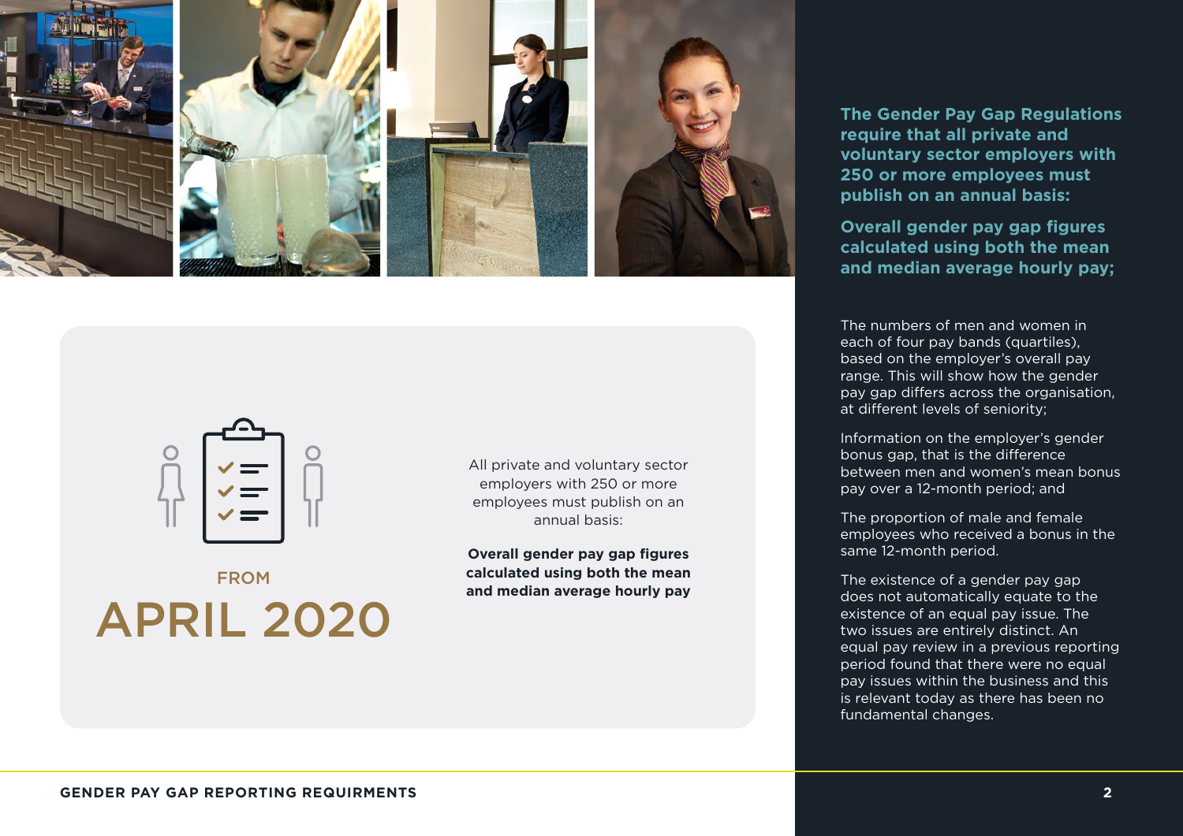FROM

# APRIL 2020

All private and voluntary sector employers with 250 or more employees must publish on an annual basis:

**Overall gender pay gap figures calculated using both the mean and median average hourly pay**

**The Gender Pay Gap Regulations require that all private and voluntary sector employers with 250 or more employees must publish on an annual basis:**

**Overall gender pay gap figures calculated using both the mean and median average hourly pay;**

The numbers of men and women in each of four pay bands (quartiles), based on the employer's overall pay range. This will show how the gender pay gap differs across the organisation, at different levels of seniority;

Information on the employer's gender bonus gap, that is the difference between men and women's mean bonus pay over a 12-month period; and

The proportion of male and female employees who received a bonus in the same 12-month period.

The existence of a gender pay gap does not automatically equate to the existence of an equal pay issue. The two issues are entirely distinct. An equal pay review in a previous reporting period found that there were no equal pay issues within the business and this is relevant today as there has been no fundamental changes.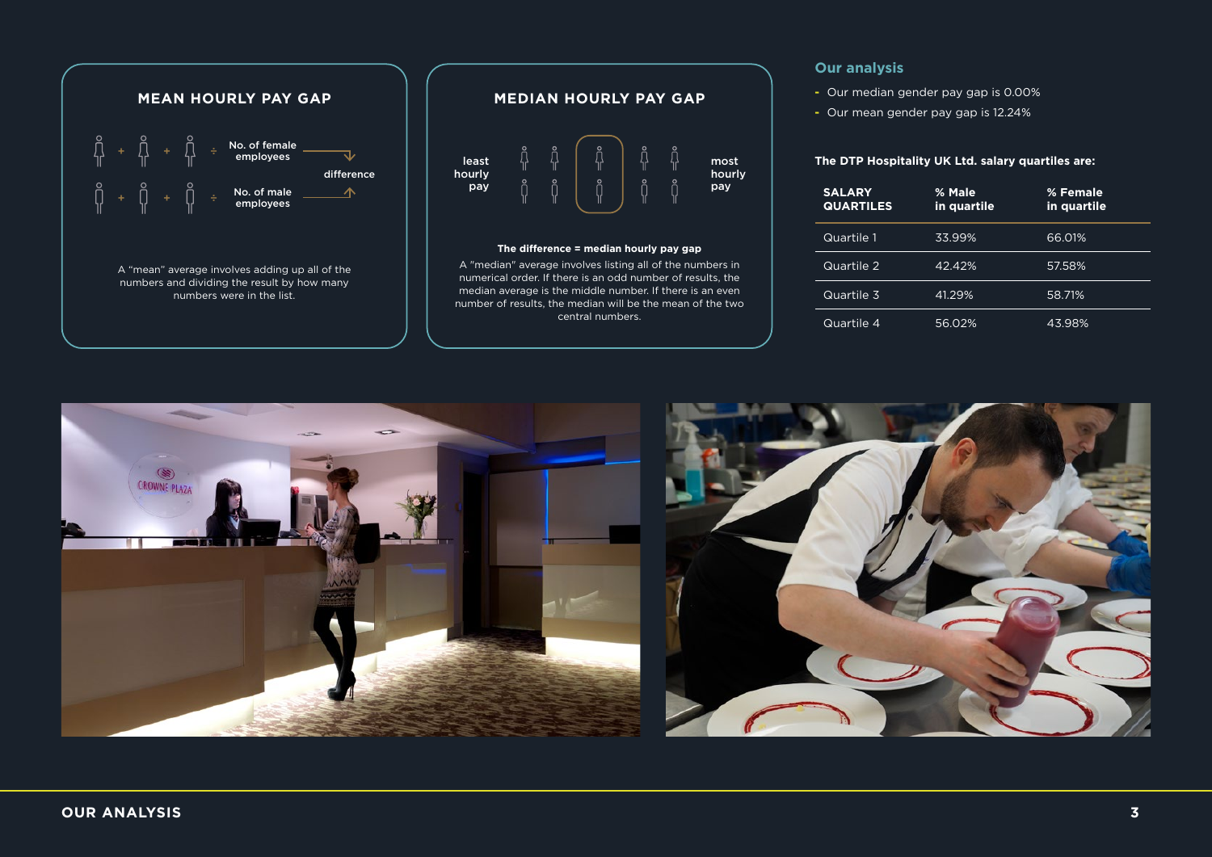## MEAN HOURLY PAY GAP

No. of female employees

difference

No. of male employees

A "mean" average involves adding up all of the numbers and dividing the result by how many numbers were in the list.

## MEDIAN HOURLY PAY GAP

least hourly pay

most hourly pay

**The difference = median hourly pay gap**

A "median" average involves listing all of the numbers in numerical order. If there is an odd number of results, the median average is the middle number. If there is an even number of results, the median will be the mean of the two central numbers.

## Our analysis

- Our median gender pay gap is 0.00%
- Our mean gender pay gap is 12.24%

**The DTP Hospitality UK Ltd. salary quartiles are:**

| SALARY QUARTILES | % Male in quartile | % Female in quartile |
|---|---|---|
| Quartile 1 | 33.99% | 66.01% |
| Quartile 2 | 42.42% | 57.58% |
| Quartile 3 | 41.29% | 58.71% |
| Quartile 4 | 56.02% | 43.98% |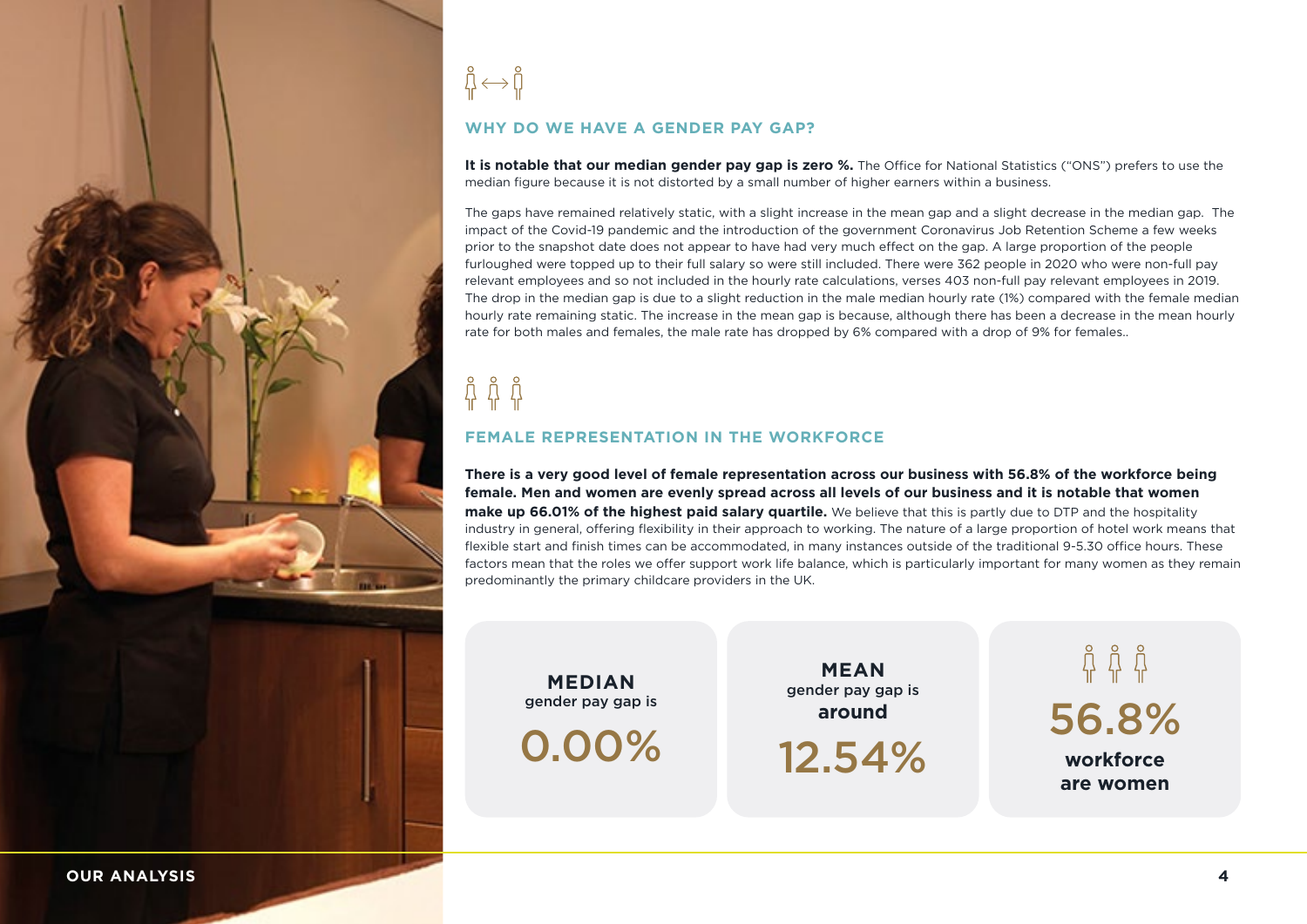## WHY DO WE HAVE A GENDER PAY GAP?

**It is notable that our median gender pay gap is zero %.** The Office for National Statistics ("ONS") prefers to use the median figure because it is not distorted by a small number of higher earners within a business.

The gaps have remained relatively static, with a slight increase in the mean gap and a slight decrease in the median gap. The impact of the Covid-19 pandemic and the introduction of the government Coronavirus Job Retention Scheme a few weeks prior to the snapshot date does not appear to have had very much effect on the gap. A large proportion of the people furloughed were topped up to their full salary so were still included. There were 362 people in 2020 who were non-full pay relevant employees and so not included in the hourly rate calculations, verses 403 non-full pay relevant employees in 2019. The drop in the median gap is due to a slight reduction in the male median hourly rate (1%) compared with the female median hourly rate remaining static. The increase in the mean gap is because, although there has been a decrease in the mean hourly rate for both males and females, the male rate has dropped by 6% compared with a drop of 9% for females..

## FEMALE REPRESENTATION IN THE WORKFORCE

**There is a very good level of female representation across our business with 56.8% of the workforce being female. Men and women are evenly spread across all levels of our business and it is notable that women make up 66.01% of the highest paid salary quartile.** We believe that this is partly due to DTP and the hospitality industry in general, offering flexibility in their approach to working. The nature of a large proportion of hotel work means that flexible start and finish times can be accommodated, in many instances outside of the traditional 9-5.30 office hours. These factors mean that the roles we offer support work life balance, which is particularly important for many women as they remain predominantly the primary childcare providers in the UK.

**MEDIAN** gender pay gap is

**0.00%**

**MEAN** gender pay gap is **around**

**12.54%**

**56.8%**

**workforce are women**

## OUR ANALYSIS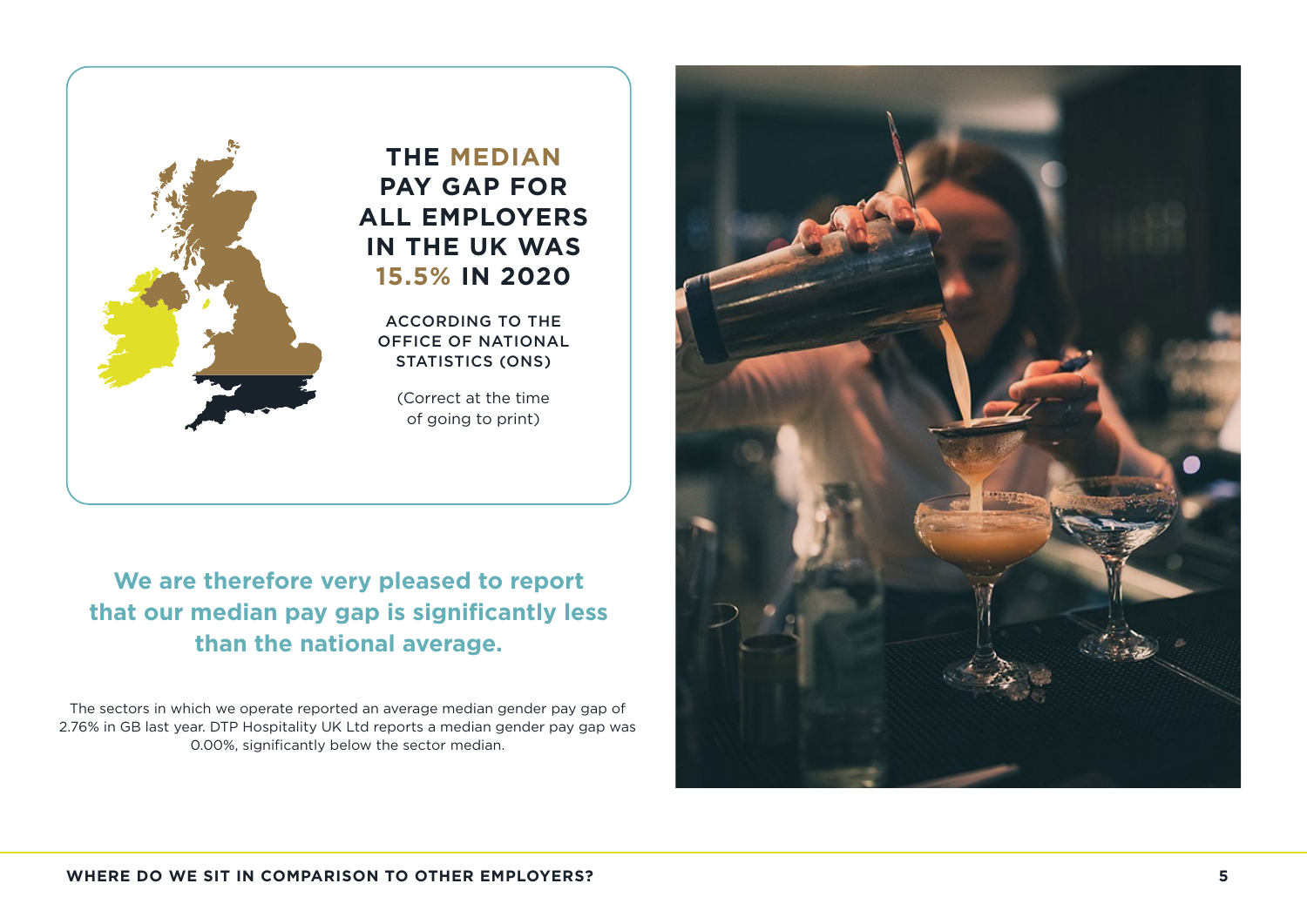## THE MEDIAN PAY GAP FOR ALL EMPLOYERS IN THE UK WAS 15.5% IN 2020

ACCORDING TO THE OFFICE OF NATIONAL STATISTICS (ONS)

(Correct at the time of going to print)

**We are therefore very pleased to report that our median pay gap is significantly less than the national average.**

The sectors in which we operate reported an average median gender pay gap of 2.76% in GB last year. DTP Hospitality UK Ltd reports a median gender pay gap was 0.00%, significantly below the sector median.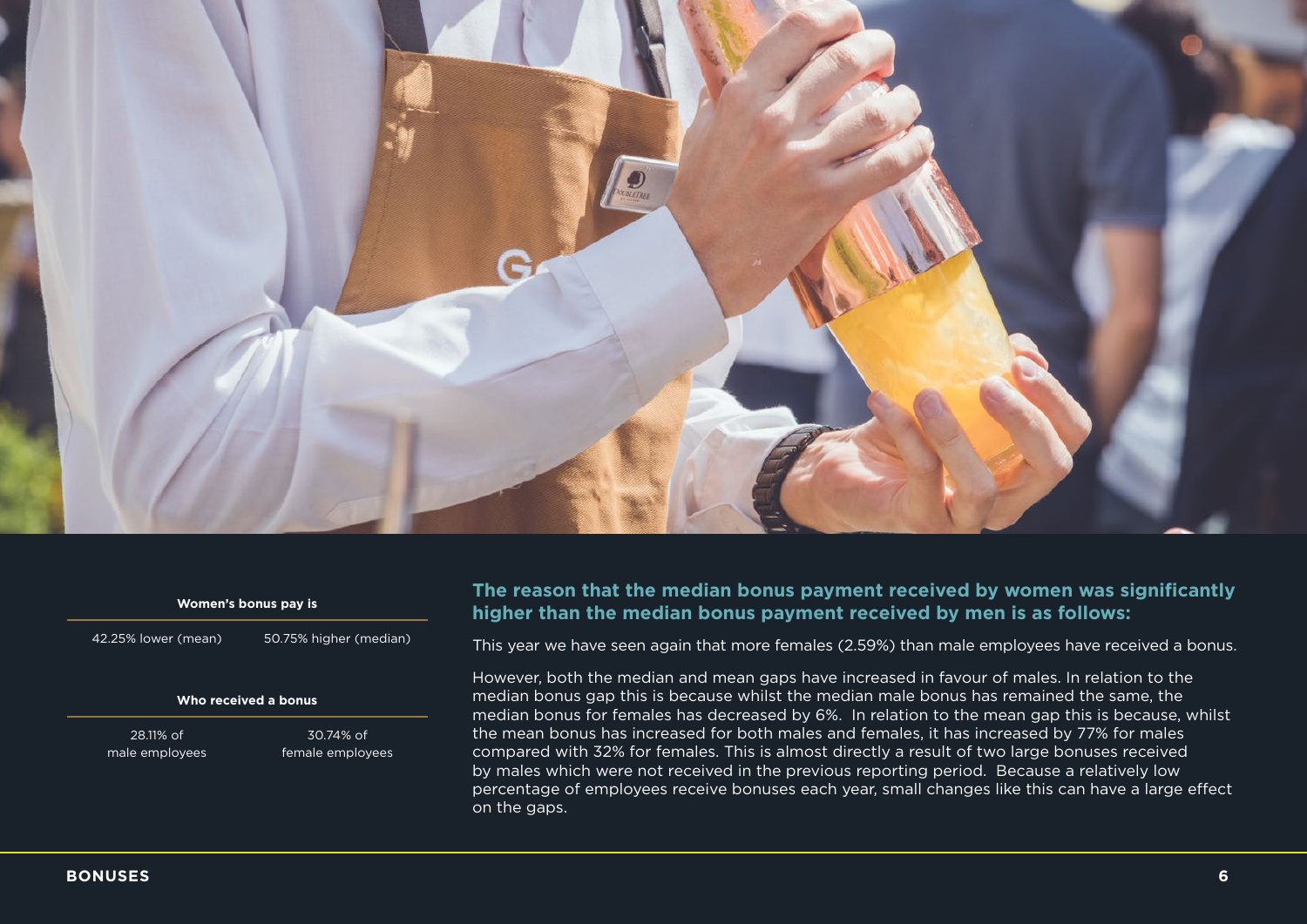**Women's bonus pay is**

| 42.25% lower (mean) | 50.75% higher (median) |
|---|---|

**Who received a bonus**

| 28.11% of male employees | 30.74% of female employees |
|---|---|

### The reason that the median bonus payment received by women was significantly higher than the median bonus payment received by men is as follows:

This year we have seen again that more females (2.59%) than male employees have received a bonus.

However, both the median and mean gaps have increased in favour of males. In relation to the median bonus gap this is because whilst the median male bonus has remained the same, the median bonus for females has decreased by 6%. In relation to the mean gap this is because, whilst the mean bonus has increased for both males and females, it has increased by 77% for males compared with 32% for females. This is almost directly a result of two large bonuses received by males which were not received in the previous reporting period. Because a relatively low percentage of employees receive bonuses each year, small changes like this can have a large effect on the gaps.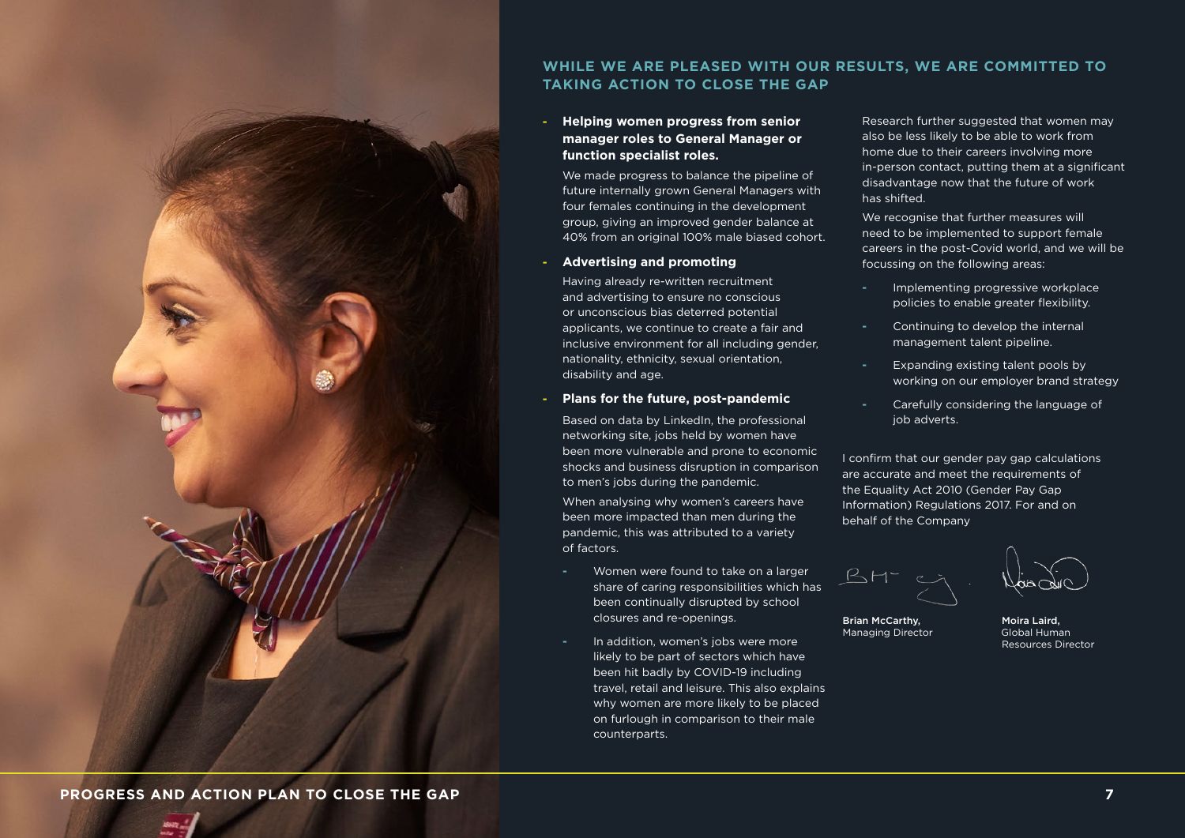## WHILE WE ARE PLEASED WITH OUR RESULTS, WE ARE COMMITTED TO TAKING ACTION TO CLOSE THE GAP

- **Helping women progress from senior manager roles to General Manager or function specialist roles.**

  We made progress to balance the pipeline of future internally grown General Managers with four females continuing in the development group, giving an improved gender balance at 40% from an original 100% male biased cohort.

- **Advertising and promoting**

  Having already re-written recruitment and advertising to ensure no conscious or unconscious bias deterred potential applicants, we continue to create a fair and inclusive environment for all including gender, nationality, ethnicity, sexual orientation, disability and age.

- **Plans for the future, post-pandemic**

  Based on data by LinkedIn, the professional networking site, jobs held by women have been more vulnerable and prone to economic shocks and business disruption in comparison to men's jobs during the pandemic.

  When analysing why women's careers have been more impacted than men during the pandemic, this was attributed to a variety of factors.

  - Women were found to take on a larger share of caring responsibilities which has been continually disrupted by school closures and re-openings.
  - In addition, women's jobs were more likely to be part of sectors which have been hit badly by COVID-19 including travel, retail and leisure. This also explains why women are more likely to be placed on furlough in comparison to their male counterparts.

  Research further suggested that women may also be less likely to be able to work from home due to their careers involving more in-person contact, putting them at a significant disadvantage now that the future of work has shifted.

  We recognise that further measures will need to be implemented to support female careers in the post-Covid world, and we will be focussing on the following areas:

  - Implementing progressive workplace policies to enable greater flexibility.
  - Continuing to develop the internal management talent pipeline.
  - Expanding existing talent pools by working on our employer brand strategy
  - Carefully considering the language of job adverts.

I confirm that our gender pay gap calculations are accurate and meet the requirements of the Equality Act 2010 (Gender Pay Gap Information) Regulations 2017. For and on behalf of the Company

**Brian McCarthy,**
Managing Director

**Moira Laird,**
Global Human Resources Director